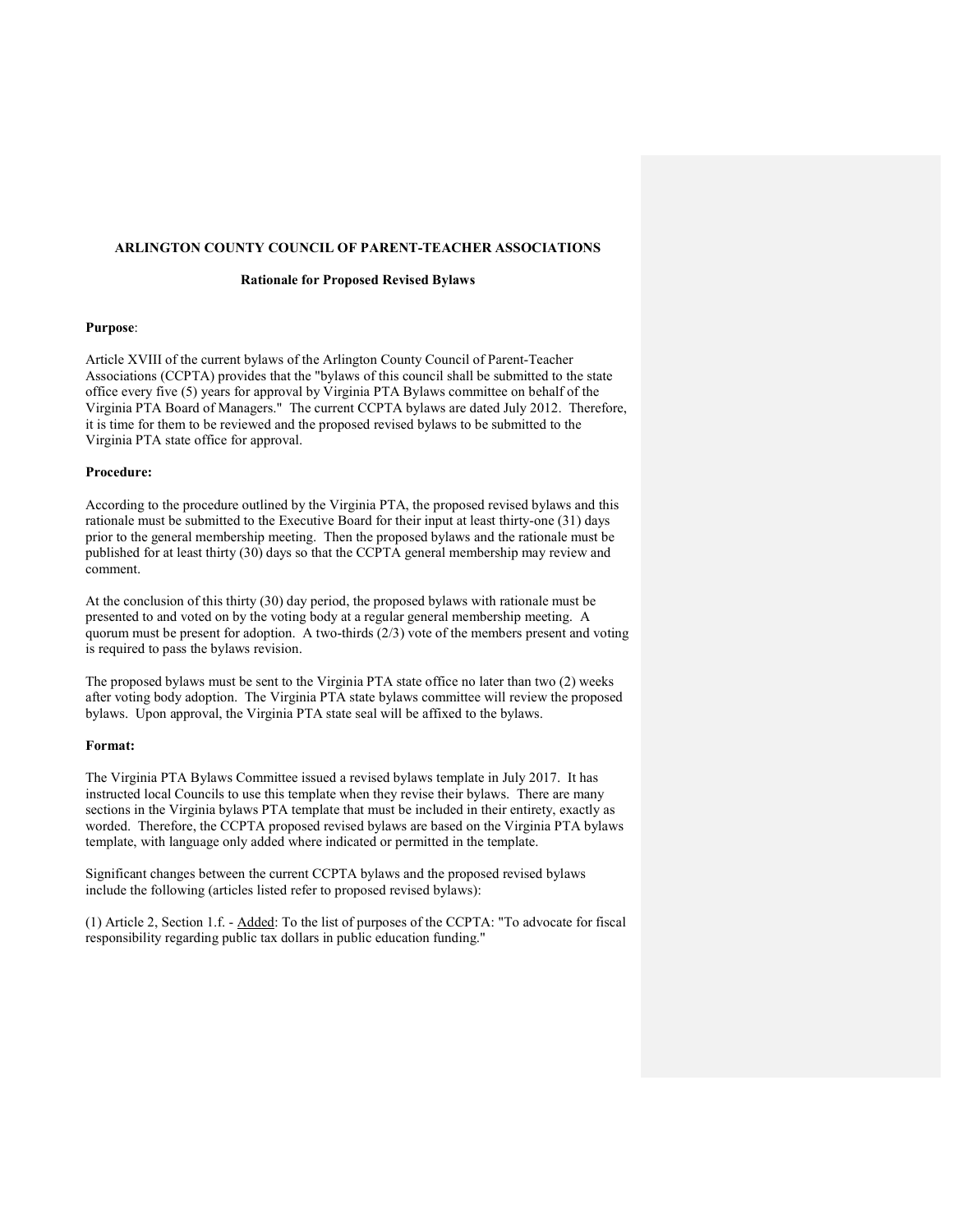**ARLINGTON COUNTY COUNCIL OF PARENT-TEACHER ASSOCIATIONS**

**Rationale for Proposed Revised Bylaws**

**Purpose**:

Article XVIII of the current bylaws of the Arlington County Council of Parent-Teacher Associations (CCPTA) provides that the "bylaws of this council shall be submitted to the state office every five (5) years for approval by Virginia PTA Bylaws committee on behalf of the Virginia PTA Board of Managers." The current CCPTA bylaws are dated July 2012. Therefore, it is time for them to be reviewed and the proposed revised bylaws to be submitted to the Virginia PTA state office for approval.

**Procedure:**

According to the procedure outlined by the Virginia PTA, the proposed revised bylaws and this rationale must be submitted to the Executive Board for their input at least thirty-one (31) days prior to the general membership meeting. Then the proposed bylaws and the rationale must be published for at least thirty (30) days so that the CCPTA general membership may review and comment.

At the conclusion of this thirty (30) day period, the proposed bylaws with rationale must be presented to and voted on by the voting body at a regular general membership meeting. A quorum must be present for adoption. A two-thirds (2/3) vote of the members present and voting is required to pass the bylaws revision.

The proposed bylaws must be sent to the Virginia PTA state office no later than two (2) weeks after voting body adoption. The Virginia PTA state bylaws committee will review the proposed bylaws. Upon approval, the Virginia PTA state seal will be affixed to the bylaws.

**Format:**

The Virginia PTA Bylaws Committee issued a revised bylaws template in July 2017. It has instructed local Councils to use this template when they revise their bylaws. There are many sections in the Virginia bylaws PTA template that must be included in their entirety, exactly as worded. Therefore, the CCPTA proposed revised bylaws are based on the Virginia PTA bylaws template, with language only added where indicated or permitted in the template.

Significant changes between the current CCPTA bylaws and the proposed revised bylaws include the following (articles listed refer to proposed revised bylaws):

(1) Article 2, Section 1.f. - Added: To the list of purposes of the CCPTA: "To advocate for fiscal responsibility regarding public tax dollars in public education funding."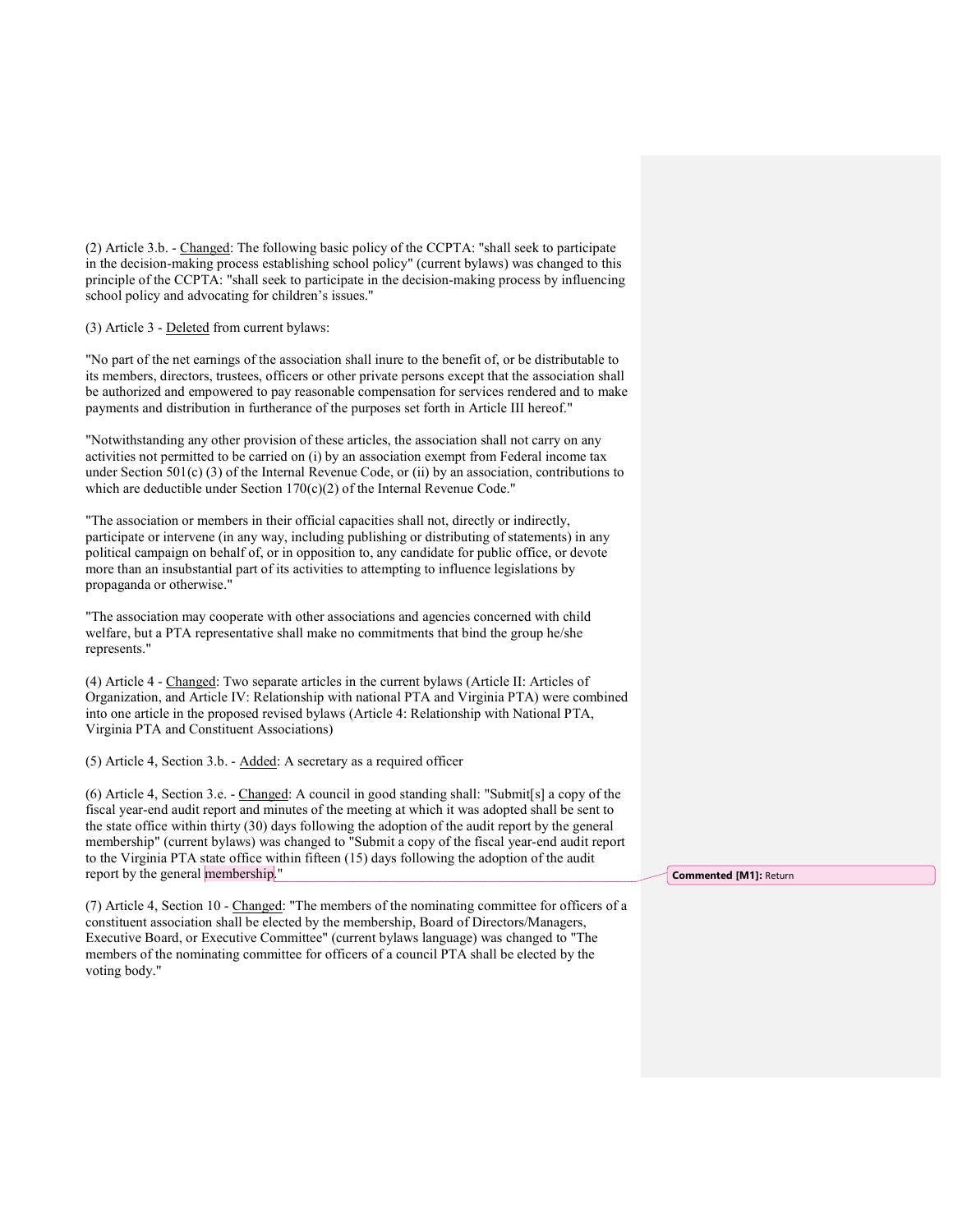(2) Article 3.b. - <u>Changed</u>: The following basic policy of the CCPTA: "shall seek to participate in the decision-making process establishing school policy" (current bylaws) was changed to this principle of the CCPTA: "shall seek to participate in the decision-making process by influencing school policy and advocating for children's issues."

(3) Article 3 - <u>Deleted</u> from current bylaws:

"No part of the net earnings of the association shall inure to the benefit of, or be distributable to its members, directors, trustees, officers or other private persons except that the association shall be authorized and empowered to pay reasonable compensation for services rendered and to make payments and distribution in furtherance of the purposes set forth in Article III hereof."

"Notwithstanding any other provision of these articles, the association shall not carry on any activities not permitted to be carried on (i) by an association exempt from Federal income tax under Section 501(c) (3) of the Internal Revenue Code, or (ii) by an association, contributions to which are deductible under Section 170(c)(2) of the Internal Revenue Code."

"The association or members in their official capacities shall not, directly or indirectly, participate or intervene (in any way, including publishing or distributing of statements) in any political campaign on behalf of, or in opposition to, any candidate for public office, or devote more than an insubstantial part of its activities to attempting to influence legislations by propaganda or otherwise."

"The association may cooperate with other associations and agencies concerned with child welfare, but a PTA representative shall make no commitments that bind the group he/she represents."

(4) Article 4 - <u>Changed</u>: Two separate articles in the current bylaws (Article II: Articles of Organization, and Article IV: Relationship with national PTA and Virginia PTA) were combined into one article in the proposed revised bylaws (Article 4: Relationship with National PTA, Virginia PTA and Constituent Associations)

(5) Article 4, Section 3.b. - <u>Added</u>: A secretary as a required officer

(6) Article 4, Section 3.e. - <u>Changed</u>: A council in good standing shall: "Submit[s] a copy of the fiscal year-end audit report and minutes of the meeting at which it was adopted shall be sent to the state office within thirty (30) days following the adoption of the audit report by the general membership" (current bylaws) was changed to "Submit a copy of the fiscal year-end audit report to the Virginia PTA state office within fifteen (15) days following the adoption of the audit report by the general membership."

**Commented [M1]:** Return

(7) Article 4, Section 10 - <u>Changed</u>: "The members of the nominating committee for officers of a constituent association shall be elected by the membership, Board of Directors/Managers, Executive Board, or Executive Committee" (current bylaws language) was changed to "The members of the nominating committee for officers of a council PTA shall be elected by the voting body."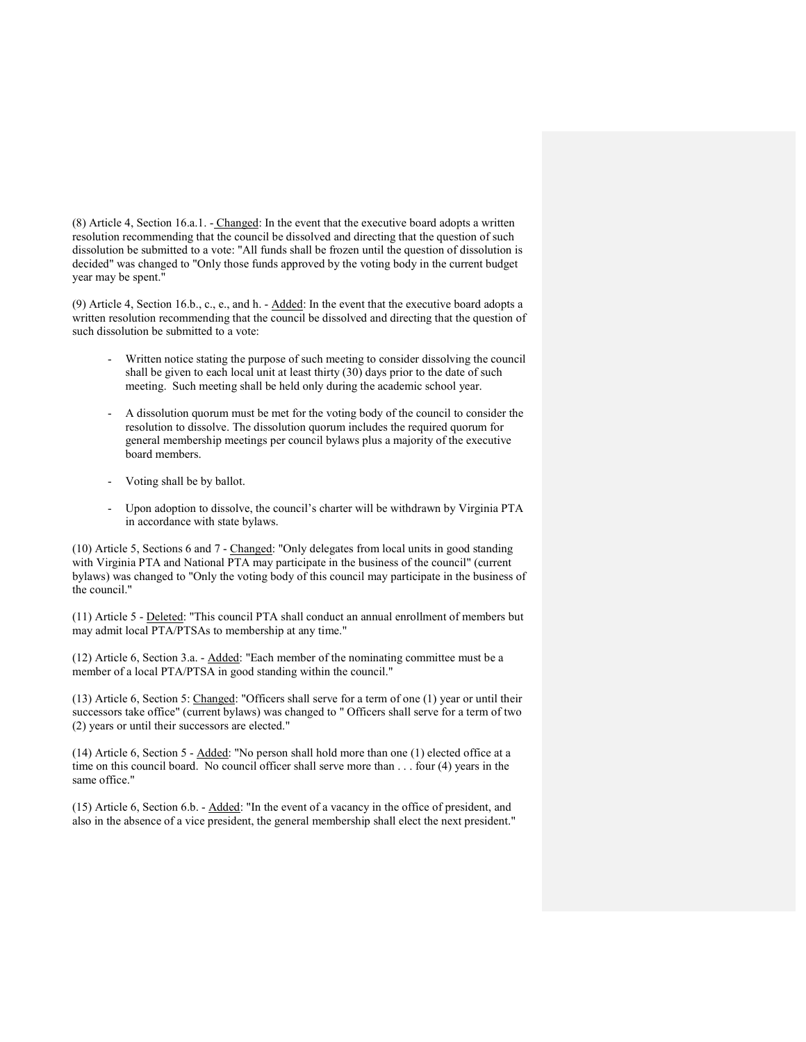(8) Article 4, Section 16.a.1. - Changed: In the event that the executive board adopts a written resolution recommending that the council be dissolved and directing that the question of such dissolution be submitted to a vote: "All funds shall be frozen until the question of dissolution is decided" was changed to "Only those funds approved by the voting body in the current budget year may be spent."

(9) Article 4, Section 16.b., c., e., and h. - Added: In the event that the executive board adopts a written resolution recommending that the council be dissolved and directing that the question of such dissolution be submitted to a vote:

- Written notice stating the purpose of such meeting to consider dissolving the council shall be given to each local unit at least thirty (30) days prior to the date of such meeting. Such meeting shall be held only during the academic school year.
- A dissolution quorum must be met for the voting body of the council to consider the resolution to dissolve. The dissolution quorum includes the required quorum for general membership meetings per council bylaws plus a majority of the executive board members.
- Voting shall be by ballot.
- Upon adoption to dissolve, the council's charter will be withdrawn by Virginia PTA in accordance with state bylaws.

(10) Article 5, Sections 6 and 7 - Changed: "Only delegates from local units in good standing with Virginia PTA and National PTA may participate in the business of the council" (current bylaws) was changed to "Only the voting body of this council may participate in the business of the council."

(11) Article 5 - Deleted: "This council PTA shall conduct an annual enrollment of members but may admit local PTA/PTSAs to membership at any time."

(12) Article 6, Section 3.a. - Added: "Each member of the nominating committee must be a member of a local PTA/PTSA in good standing within the council."

(13) Article 6, Section 5: Changed: "Officers shall serve for a term of one (1) year or until their successors take office" (current bylaws) was changed to " Officers shall serve for a term of two (2) years or until their successors are elected."

(14) Article 6, Section 5 - Added: "No person shall hold more than one (1) elected office at a time on this council board. No council officer shall serve more than . . . four (4) years in the same office."

(15) Article 6, Section 6.b. - Added: "In the event of a vacancy in the office of president, and also in the absence of a vice president, the general membership shall elect the next president."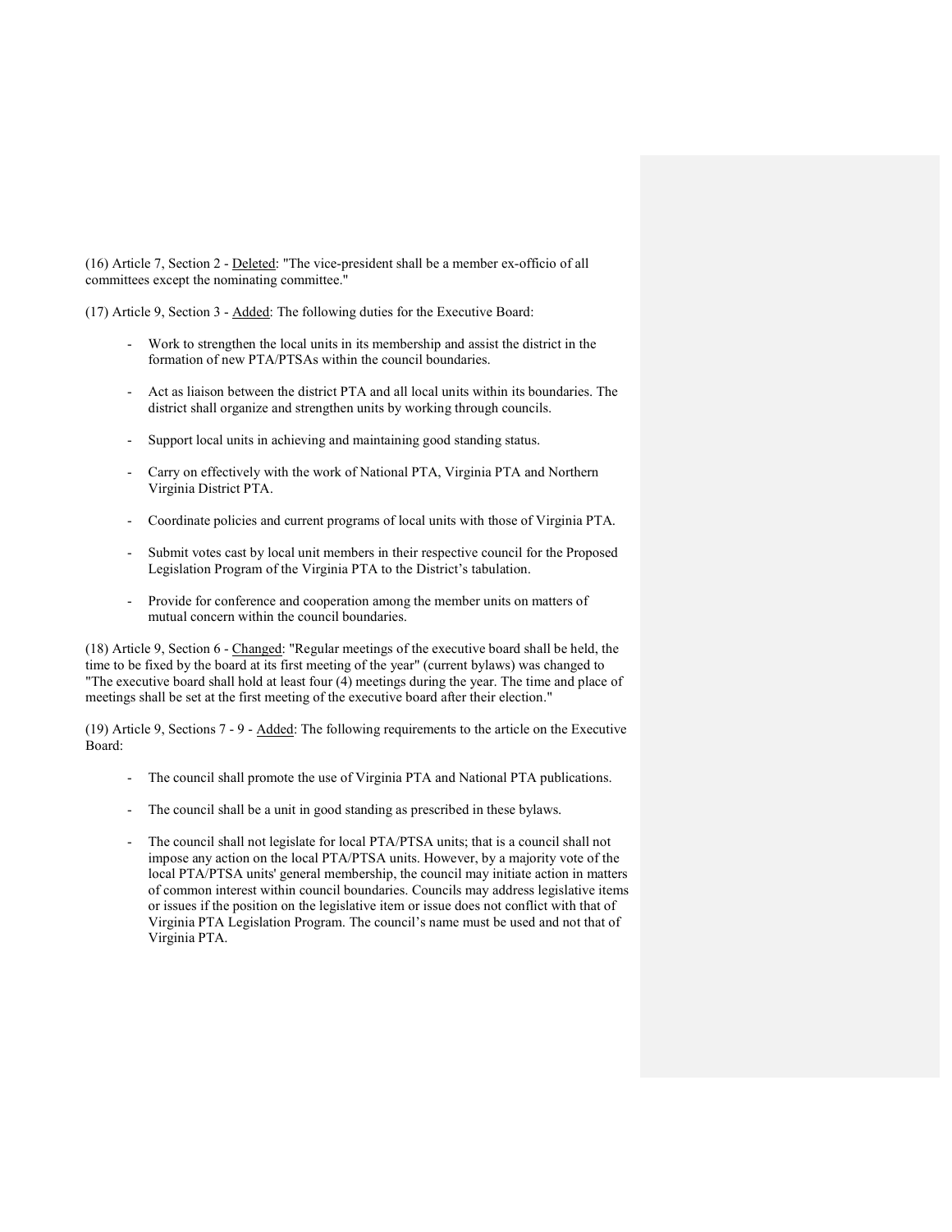(16) Article 7, Section 2 - <u>Deleted</u>: "The vice-president shall be a member ex-officio of all committees except the nominating committee."

(17) Article 9, Section 3 - <u>Added</u>: The following duties for the Executive Board:

- Work to strengthen the local units in its membership and assist the district in the formation of new PTA/PTSAs within the council boundaries.
- Act as liaison between the district PTA and all local units within its boundaries. The district shall organize and strengthen units by working through councils.
- Support local units in achieving and maintaining good standing status.
- Carry on effectively with the work of National PTA, Virginia PTA and Northern Virginia District PTA.
- Coordinate policies and current programs of local units with those of Virginia PTA.
- Submit votes cast by local unit members in their respective council for the Proposed Legislation Program of the Virginia PTA to the District's tabulation.
- Provide for conference and cooperation among the member units on matters of mutual concern within the council boundaries.

(18) Article 9, Section 6 - <u>Changed</u>: "Regular meetings of the executive board shall be held, the time to be fixed by the board at its first meeting of the year" (current bylaws) was changed to "The executive board shall hold at least four (4) meetings during the year. The time and place of meetings shall be set at the first meeting of the executive board after their election."

(19) Article 9, Sections 7 - 9 - <u>Added</u>: The following requirements to the article on the Executive Board:

- The council shall promote the use of Virginia PTA and National PTA publications.
- The council shall be a unit in good standing as prescribed in these bylaws.
- The council shall not legislate for local PTA/PTSA units; that is a council shall not impose any action on the local PTA/PTSA units. However, by a majority vote of the local PTA/PTSA units' general membership, the council may initiate action in matters of common interest within council boundaries. Councils may address legislative items or issues if the position on the legislative item or issue does not conflict with that of Virginia PTA Legislation Program. The council's name must be used and not that of Virginia PTA.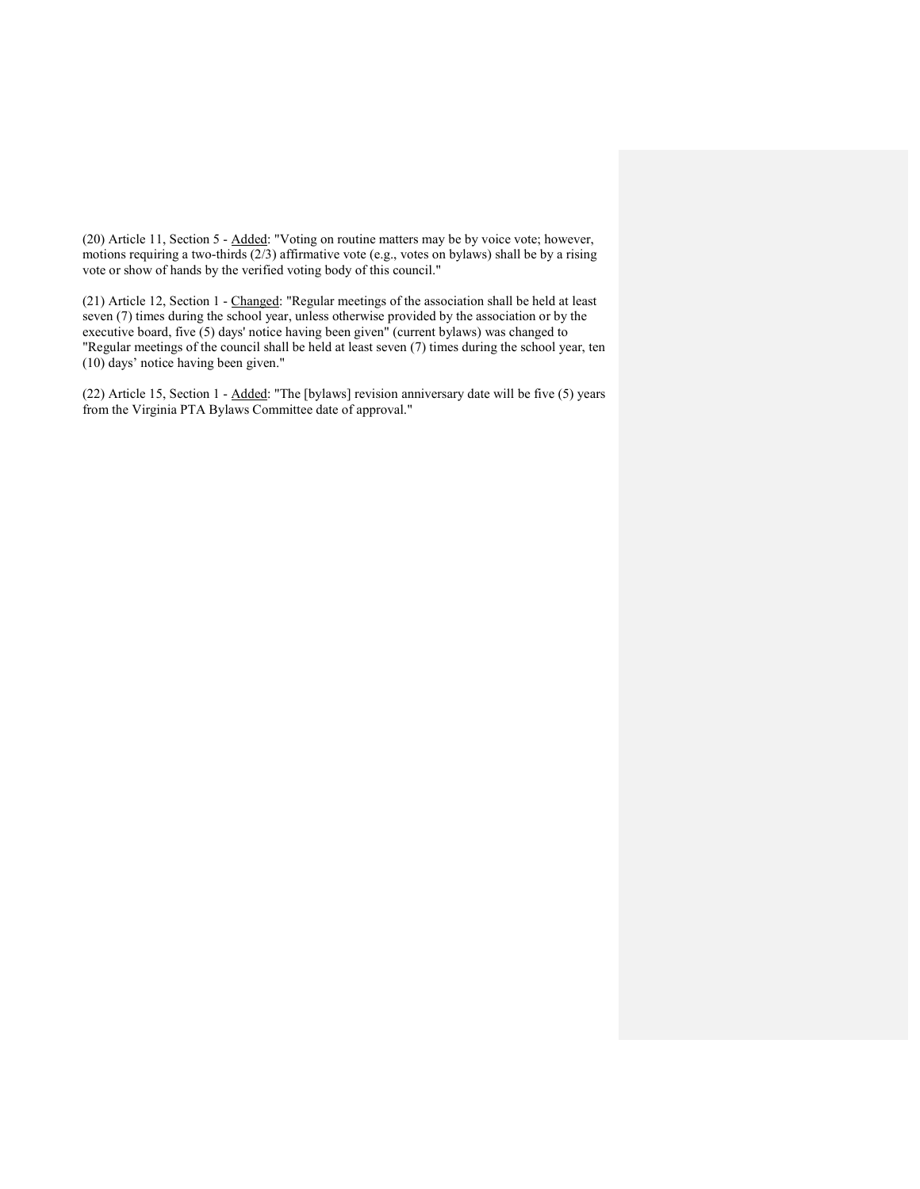(20) Article 11, Section 5 - <u>Added</u>: "Voting on routine matters may be by voice vote; however, motions requiring a two-thirds (2/3) affirmative vote (e.g., votes on bylaws) shall be by a rising vote or show of hands by the verified voting body of this council."

(21) Article 12, Section 1 - <u>Changed</u>: "Regular meetings of the association shall be held at least seven (7) times during the school year, unless otherwise provided by the association or by the executive board, five (5) days' notice having been given" (current bylaws) was changed to "Regular meetings of the council shall be held at least seven (7) times during the school year, ten (10) days' notice having been given."

(22) Article 15, Section 1 - <u>Added</u>: "The [bylaws] revision anniversary date will be five (5) years from the Virginia PTA Bylaws Committee date of approval."